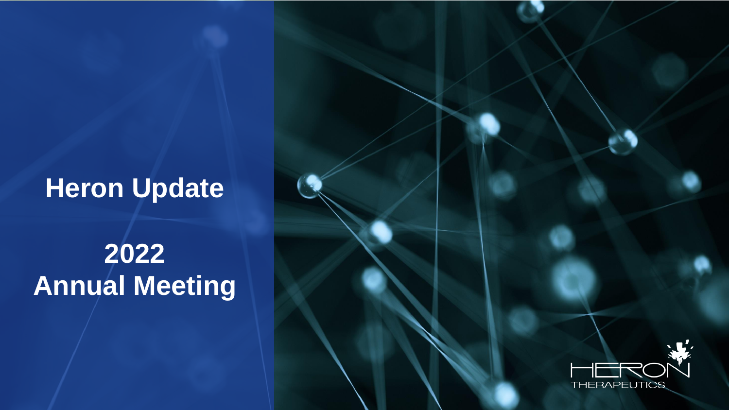# Heron Update

## 2022 Annual Meeting

HERON THERAPEUTICS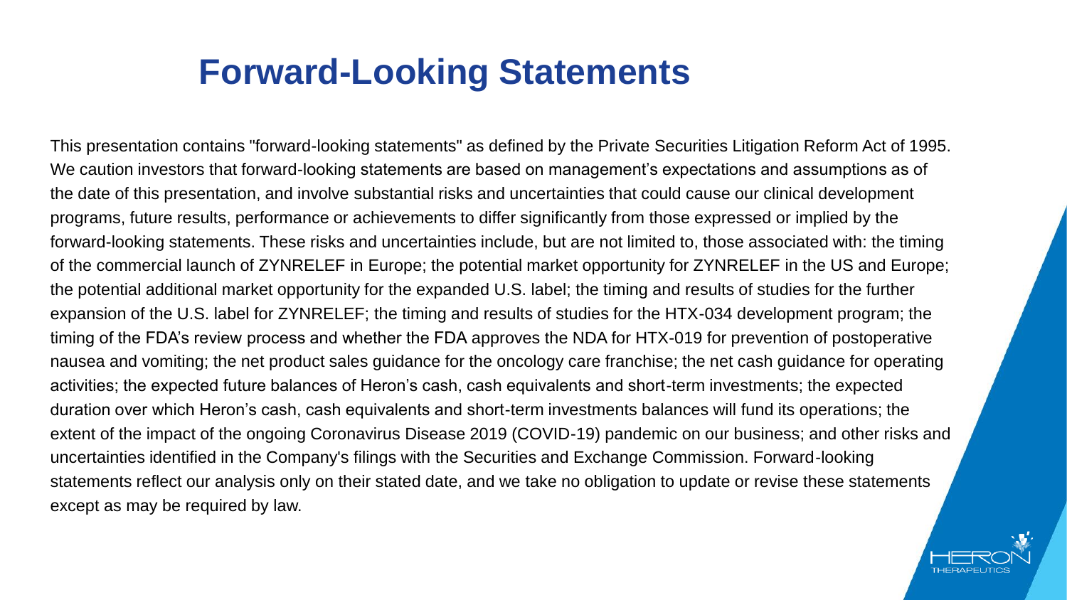# Forward-Looking Statements

This presentation contains "forward-looking statements" as defined by the Private Securities Litigation Reform Act of 1995. We caution investors that forward-looking statements are based on management's expectations and assumptions as of the date of this presentation, and involve substantial risks and uncertainties that could cause our clinical development programs, future results, performance or achievements to differ significantly from those expressed or implied by the forward-looking statements. These risks and uncertainties include, but are not limited to, those associated with: the timing of the commercial launch of ZYNRELEF in Europe; the potential market opportunity for ZYNRELEF in the US and Europe; the potential additional market opportunity for the expanded U.S. label; the timing and results of studies for the further expansion of the U.S. label for ZYNRELEF; the timing and results of studies for the HTX-034 development program; the timing of the FDA's review process and whether the FDA approves the NDA for HTX-019 for prevention of postoperative nausea and vomiting; the net product sales guidance for the oncology care franchise; the net cash guidance for operating activities; the expected future balances of Heron's cash, cash equivalents and short-term investments; the expected duration over which Heron's cash, cash equivalents and short-term investments balances will fund its operations; the extent of the impact of the ongoing Coronavirus Disease 2019 (COVID-19) pandemic on our business; and other risks and uncertainties identified in the Company's filings with the Securities and Exchange Commission. Forward-looking statements reflect our analysis only on their stated date, and we take no obligation to update or revise these statements except as may be required by law.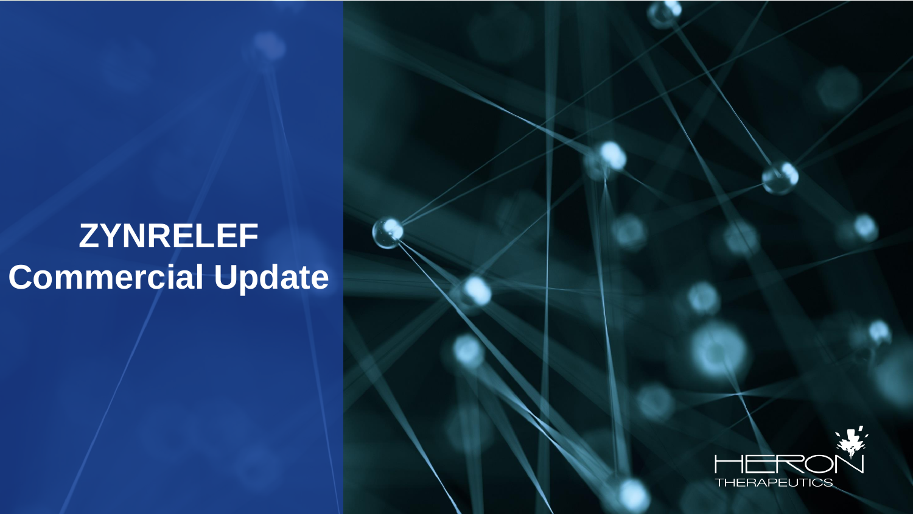# ZYNRELEF Commercial Update

HERON THERAPEUTICS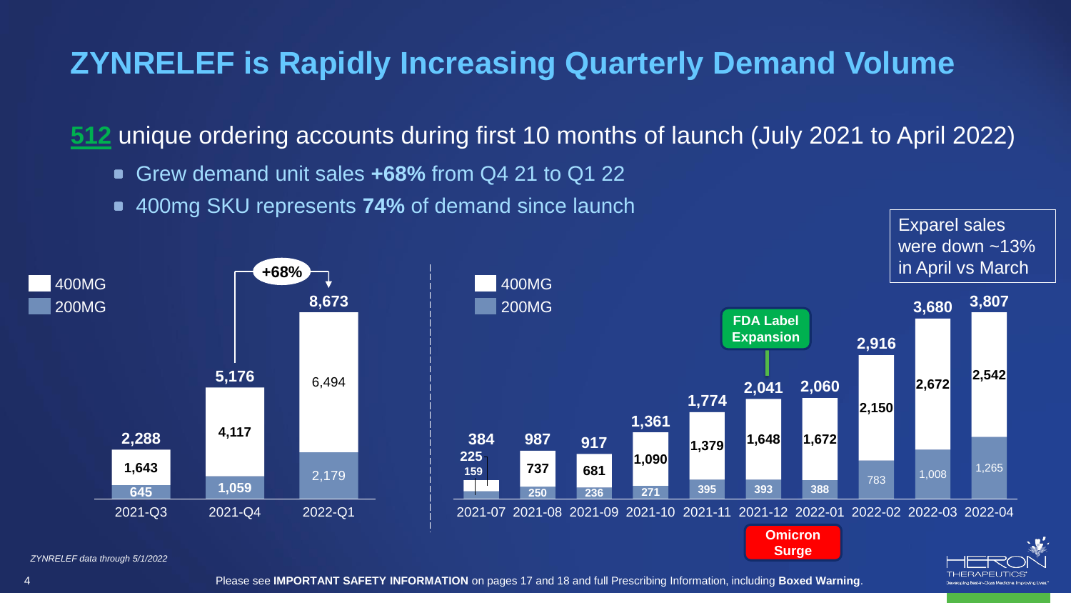# ZYNRELEF is Rapidly Increasing Quarterly Demand Volume

**512** unique ordering accounts during first 10 months of launch (July 2021 to April 2022)

- Grew demand unit sales **+68%** from Q4 21 to Q1 22
- 400mg SKU represents **74%** of demand since launch

| Quarter | 400MG | 200MG | Total |
|---|---|---|---|
| 2021-Q3 | 1,643 | 645 | 2,288 |
| 2021-Q4 | 4,117 | 1,059 | 5,176 |
| 2022-Q1 | 6,494 | 2,179 | 8,673 |

+68% (2021-Q4 to 2022-Q1)

| Month | 400MG | 200MG | Total |
|---|---|---|---|
| 2021-07 | 225 | 159 | 384 |
| 2021-08 | 737 | 250 | 987 |
| 2021-09 | 681 | 236 | 917 |
| 2021-10 | 1,090 | 271 | 1,361 |
| 2021-11 | 1,379 | 395 | 1,774 |
| 2021-12 | 1,648 | 393 | 2,041 |
| 2022-01 | 1,672 | 388 | 2,060 |
| 2022-02 | 2,150 | 783 | 2,916 |
| 2022-03 | 2,672 | 1,008 | 3,680 |
| 2022-04 | 2,542 | 1,265 | 3,807 |

FDA Label Expansion (2021-12)

Omicron Surge (2021-12 to 2022-01)

Exparel sales were down ~13% in April vs March

*ZYNRELEF data through 5/1/2022*

Please see **IMPORTANT SAFETY INFORMATION** on pages 17 and 18 and full Prescribing Information, including **Boxed Warning**.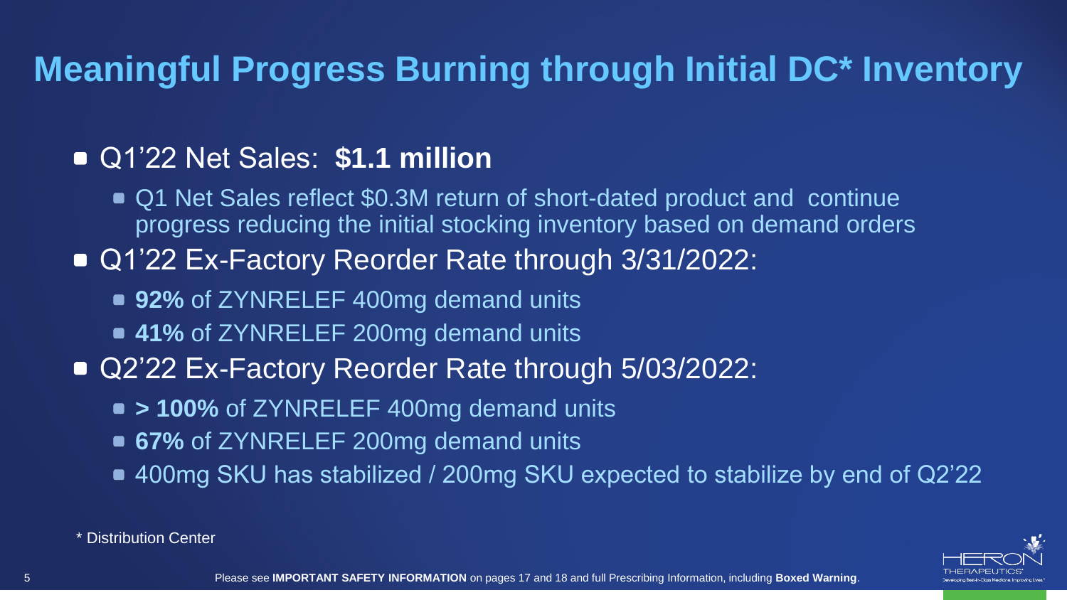# Meaningful Progress Burning through Initial DC* Inventory

- Q1'22 Net Sales: **$1.1 million**
  - Q1 Net Sales reflect $0.3M return of short-dated product and continue progress reducing the initial stocking inventory based on demand orders
- Q1'22 Ex-Factory Reorder Rate through 3/31/2022:
  - **92%** of ZYNRELEF 400mg demand units
  - **41%** of ZYNRELEF 200mg demand units
- Q2'22 Ex-Factory Reorder Rate through 5/03/2022:
  - **> 100%** of ZYNRELEF 400mg demand units
  - **67%** of ZYNRELEF 200mg demand units
  - 400mg SKU has stabilized / 200mg SKU expected to stabilize by end of Q2'22

\* Distribution Center

Please see **IMPORTANT SAFETY INFORMATION** on pages 17 and 18 and full Prescribing Information, including **Boxed Warning**.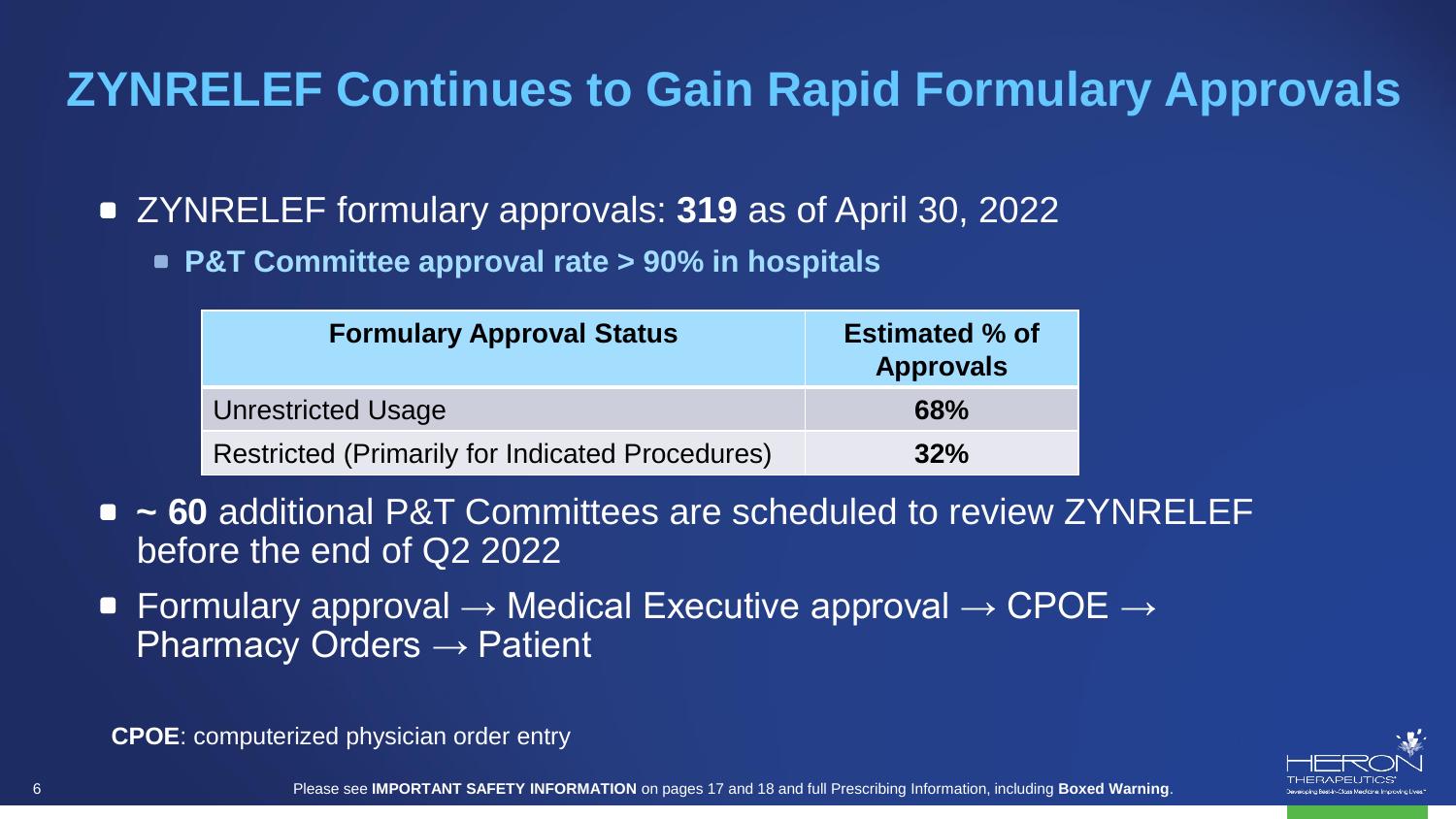# ZYNRELEF Continues to Gain Rapid Formulary Approvals

- ZYNRELEF formulary approvals: **319** as of April 30, 2022
  - **P&T Committee approval rate > 90% in hospitals**

| Formulary Approval Status | Estimated % of Approvals |
|---|---|
| Unrestricted Usage | **68%** |
| Restricted (Primarily for Indicated Procedures) | **32%** |

- **~ 60** additional P&T Committees are scheduled to review ZYNRELEF before the end of Q2 2022
- Formulary approval → Medical Executive approval → CPOE → Pharmacy Orders → Patient

**CPOE**: computerized physician order entry

Please see **IMPORTANT SAFETY INFORMATION** on pages 17 and 18 and full Prescribing Information, including **Boxed Warning**.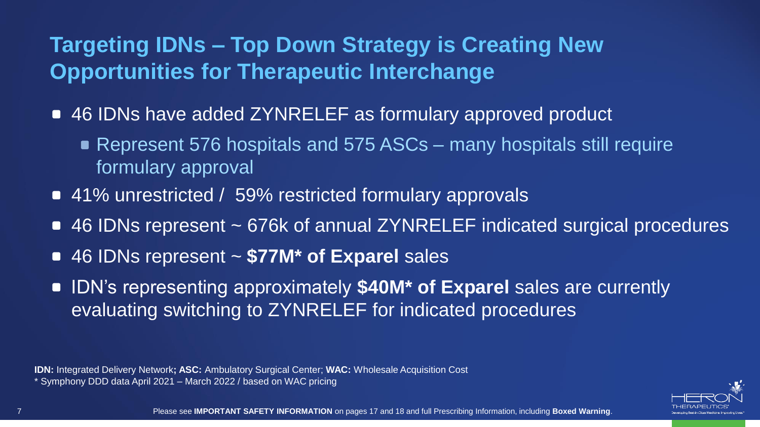# Targeting IDNs – Top Down Strategy is Creating New Opportunities for Therapeutic Interchange

- 46 IDNs have added ZYNRELEF as formulary approved product
  - Represent 576 hospitals and 575 ASCs – many hospitals still require formulary approval
- 41% unrestricted / 59% restricted formulary approvals
- 46 IDNs represent ~ 676k of annual ZYNRELEF indicated surgical procedures
- 46 IDNs represent ~ **$77M* of Exparel** sales
- IDN's representing approximately **$40M* of Exparel** sales are currently evaluating switching to ZYNRELEF for indicated procedures

**IDN:** Integrated Delivery Network**; ASC:** Ambulatory Surgical Center; **WAC:** Wholesale Acquisition Cost
* Symphony DDD data April 2021 – March 2022 / based on WAC pricing

Please see **IMPORTANT SAFETY INFORMATION** on pages 17 and 18 and full Prescribing Information, including **Boxed Warning**.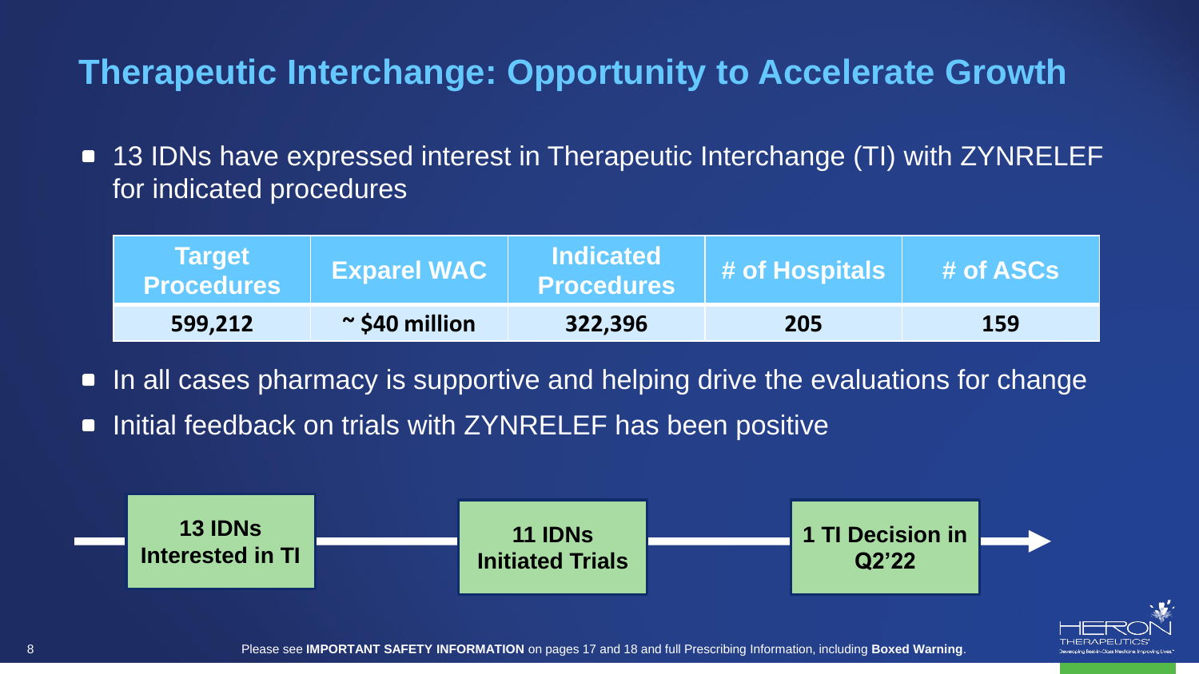# Therapeutic Interchange: Opportunity to Accelerate Growth

- 13 IDNs have expressed interest in Therapeutic Interchange (TI) with ZYNRELEF for indicated procedures

| Target Procedures | Exparel WAC | Indicated Procedures | # of Hospitals | # of ASCs |
|---|---|---|---|---|
| 599,212 | ~ $40 million | 322,396 | 205 | 159 |

- In all cases pharmacy is supportive and helping drive the evaluations for change
- Initial feedback on trials with ZYNRELEF has been positive

**13 IDNs Interested in TI** → **11 IDNs Initiated Trials** → **1 TI Decision in Q2'22** →

Please see **IMPORTANT SAFETY INFORMATION** on pages 17 and 18 and full Prescribing Information, including **Boxed Warning**.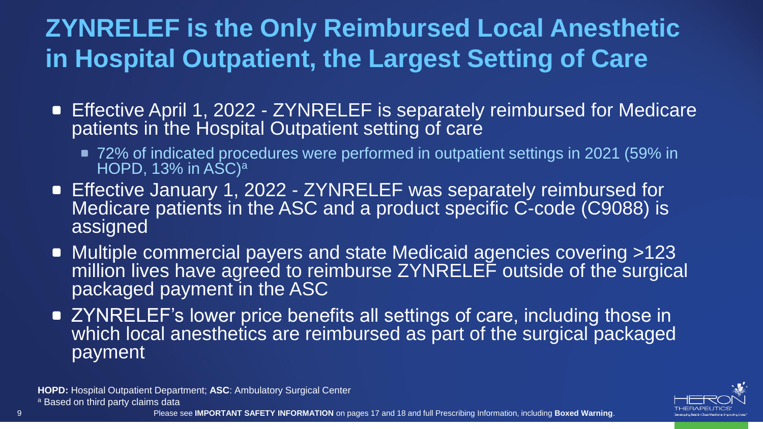# ZYNRELEF is the Only Reimbursed Local Anesthetic in Hospital Outpatient, the Largest Setting of Care

- Effective April 1, 2022 - ZYNRELEF is separately reimbursed for Medicare patients in the Hospital Outpatient setting of care
  - 72% of indicated procedures were performed in outpatient settings in 2021 (59% in HOPD, 13% in ASC)[a]
- Effective January 1, 2022 - ZYNRELEF was separately reimbursed for Medicare patients in the ASC and a product specific C-code (C9088) is assigned
- Multiple commercial payers and state Medicaid agencies covering >123 million lives have agreed to reimburse ZYNRELEF outside of the surgical packaged payment in the ASC
- ZYNRELEF's lower price benefits all settings of care, including those in which local anesthetics are reimbursed as part of the surgical packaged payment

**HOPD:** Hospital Outpatient Department; **ASC**: Ambulatory Surgical Center

[a] Based on third party claims data

Please see **IMPORTANT SAFETY INFORMATION** on pages 17 and 18 and full Prescribing Information, including **Boxed Warning**.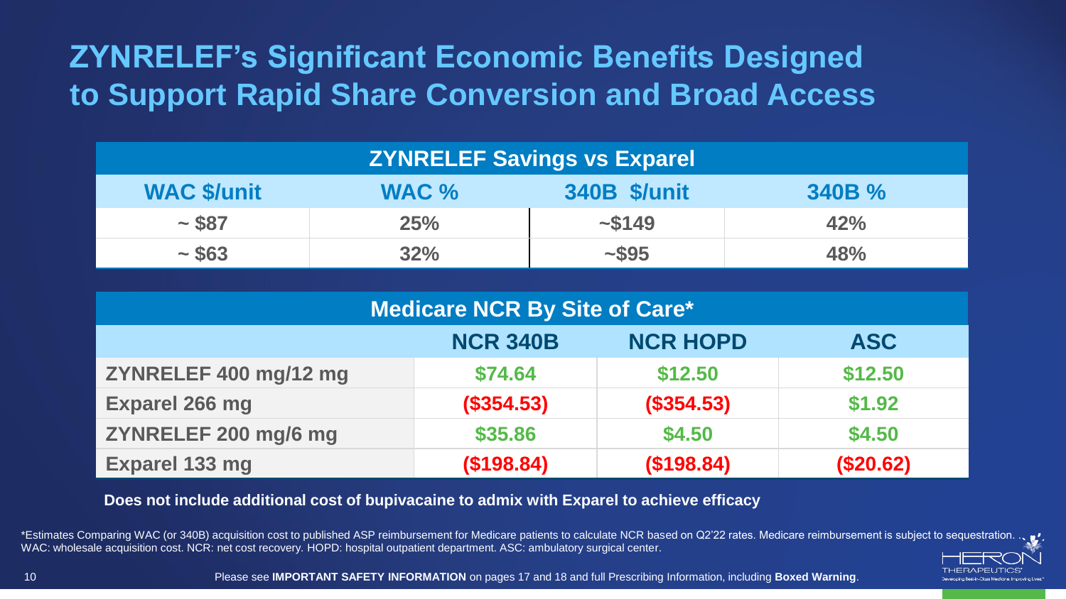# ZYNRELEF's Significant Economic Benefits Designed to Support Rapid Share Conversion and Broad Access

| ZYNRELEF Savings vs Exparel | | | |
|---|---|---|---|
| **WAC $/unit** | **WAC %** | **340B $/unit** | **340B %** |
| ~ $87 | 25% | ~$149 | 42% |
| ~ $63 | 32% | ~$95 | 48% |

| Medicare NCR By Site of Care* | | | |
|---|---|---|---|
| | **NCR 340B** | **NCR HOPD** | **ASC** |
| **ZYNRELEF 400 mg/12 mg** | $74.64 | $12.50 | $12.50 |
| **Exparel 266 mg** | ($354.53) | ($354.53) | $1.92 |
| **ZYNRELEF 200 mg/6 mg** | $35.86 | $4.50 | $4.50 |
| **Exparel 133 mg** | ($198.84) | ($198.84) | ($20.62) |

**Does not include additional cost of bupivacaine to admix with Exparel to achieve efficacy**

*Estimates Comparing WAC (or 340B) acquisition cost to published ASP reimbursement for Medicare patients to calculate NCR based on Q2'22 rates. Medicare reimbursement is subject to sequestration.
WAC: wholesale acquisition cost. NCR: net cost recovery. HOPD: hospital outpatient department. ASC: ambulatory surgical center.

Please see **IMPORTANT SAFETY INFORMATION** on pages 17 and 18 and full Prescribing Information, including **Boxed Warning**.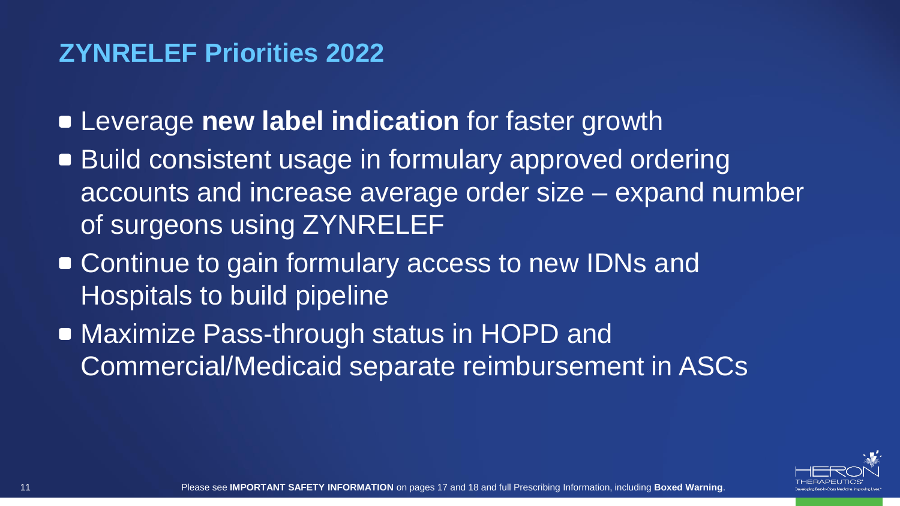## ZYNRELEF Priorities 2022

- Leverage **new label indication** for faster growth
- Build consistent usage in formulary approved ordering accounts and increase average order size – expand number of surgeons using ZYNRELEF
- Continue to gain formulary access to new IDNs and Hospitals to build pipeline
- Maximize Pass-through status in HOPD and Commercial/Medicaid separate reimbursement in ASCs

Please see **IMPORTANT SAFETY INFORMATION** on pages 17 and 18 and full Prescribing Information, including **Boxed Warning**.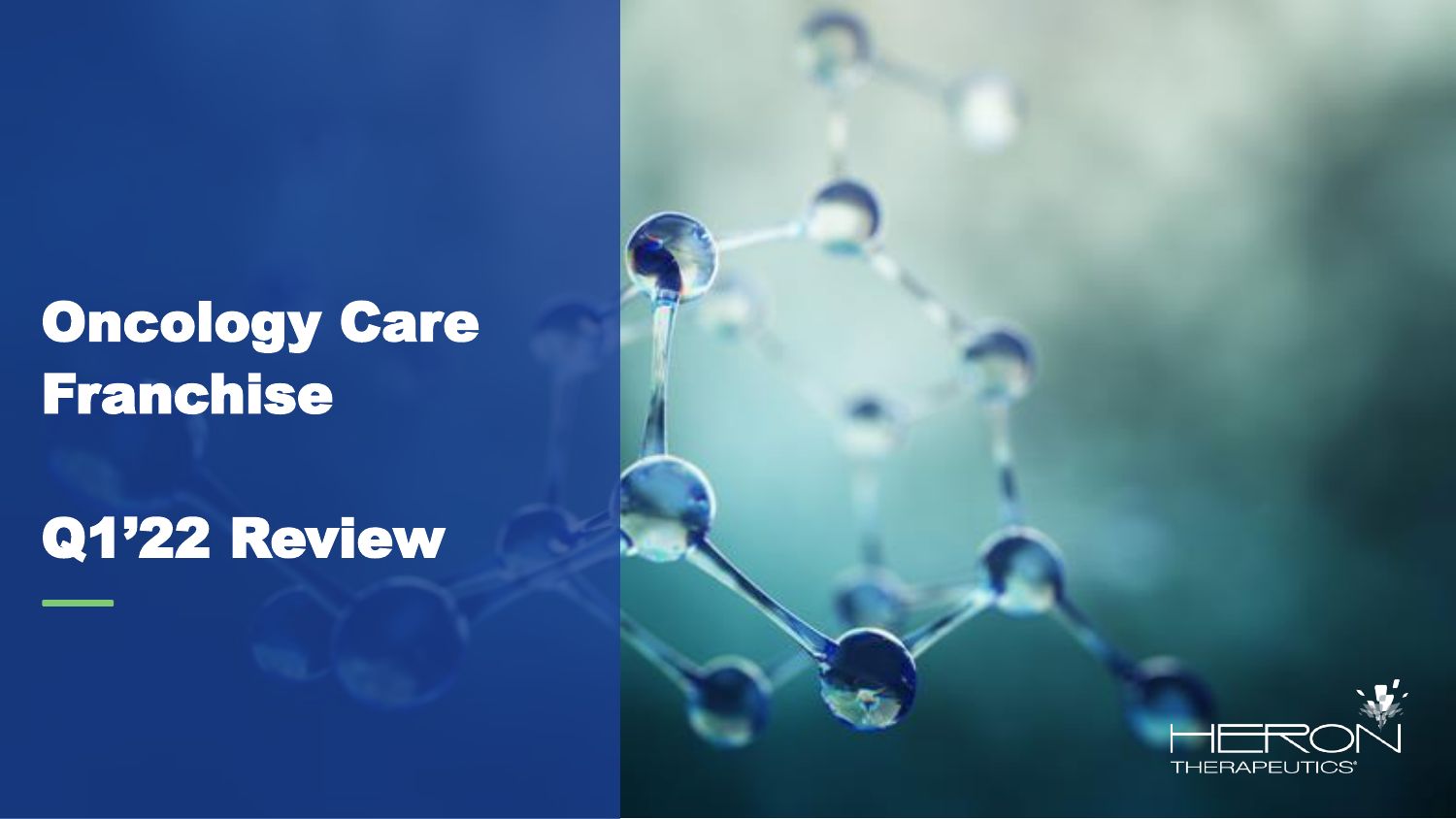# Oncology Care Franchise

# Q1'22 Review

HERON THERAPEUTICS®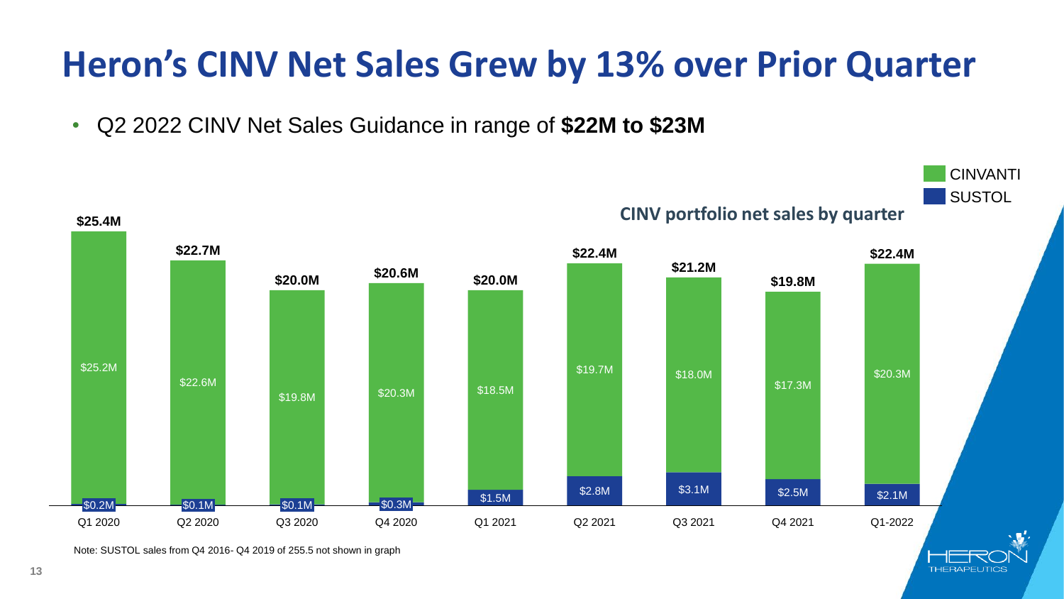# Heron's CINV Net Sales Grew by 13% over Prior Quarter

- Q2 2022 CINV Net Sales Guidance in range of **$22M to $23M**

**CINV portfolio net sales by quarter**

| Quarter | CINVANTI | SUSTOL | Total |
|---|---|---|---|
| Q1 2020 | $25.2M | $0.2M | $25.4M |
| Q2 2020 | $22.6M | $0.1M | $22.7M |
| Q3 2020 | $19.8M | $0.1M | $20.0M |
| Q4 2020 | $20.3M | $0.3M | $20.6M |
| Q1 2021 | $18.5M | $1.5M | $20.0M |
| Q2 2021 | $19.7M | $2.8M | $22.4M |
| Q3 2021 | $18.0M | $3.1M | $21.2M |
| Q4 2021 | $17.3M | $2.5M | $19.8M |
| Q1-2022 | $20.3M | $2.1M | $22.4M |

Note: SUSTOL sales from Q4 2016- Q4 2019 of 255.5 not shown in graph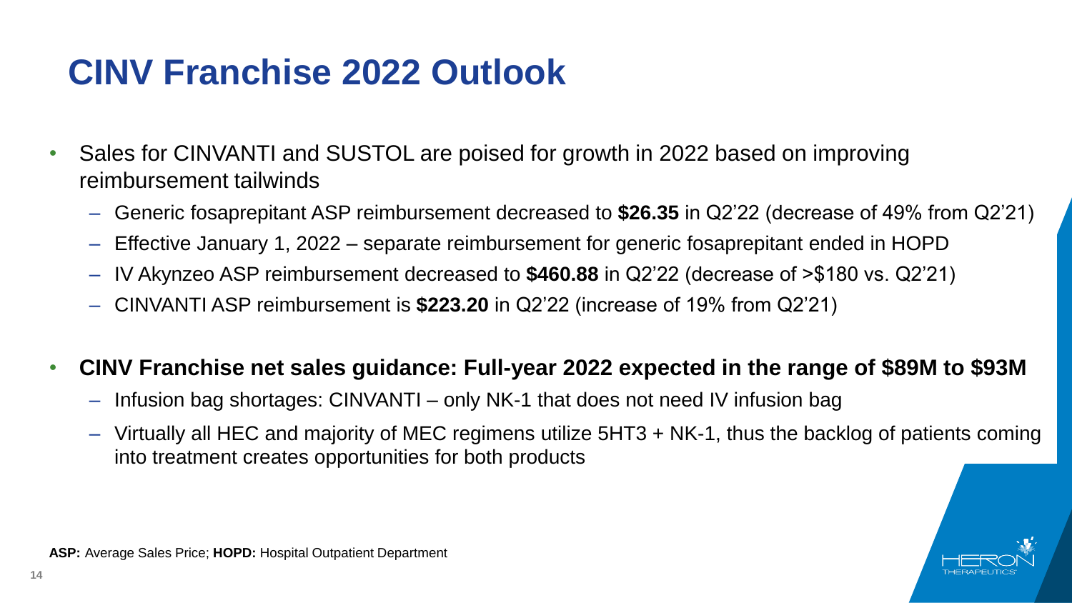# CINV Franchise 2022 Outlook

- Sales for CINVANTI and SUSTOL are poised for growth in 2022 based on improving reimbursement tailwinds
  - Generic fosaprepitant ASP reimbursement decreased to **$26.35** in Q2'22 (decrease of 49% from Q2'21)
  - Effective January 1, 2022 – separate reimbursement for generic fosaprepitant ended in HOPD
  - IV Akynzeo ASP reimbursement decreased to **$460.88** in Q2'22 (decrease of >$180 vs. Q2'21)
  - CINVANTI ASP reimbursement is **$223.20** in Q2'22 (increase of 19% from Q2'21)

- **CINV Franchise net sales guidance: Full-year 2022 expected in the range of $89M to $93M**
  - Infusion bag shortages: CINVANTI – only NK-1 that does not need IV infusion bag
  - Virtually all HEC and majority of MEC regimens utilize 5HT3 + NK-1, thus the backlog of patients coming into treatment creates opportunities for both products

**ASP:** Average Sales Price; **HOPD:** Hospital Outpatient Department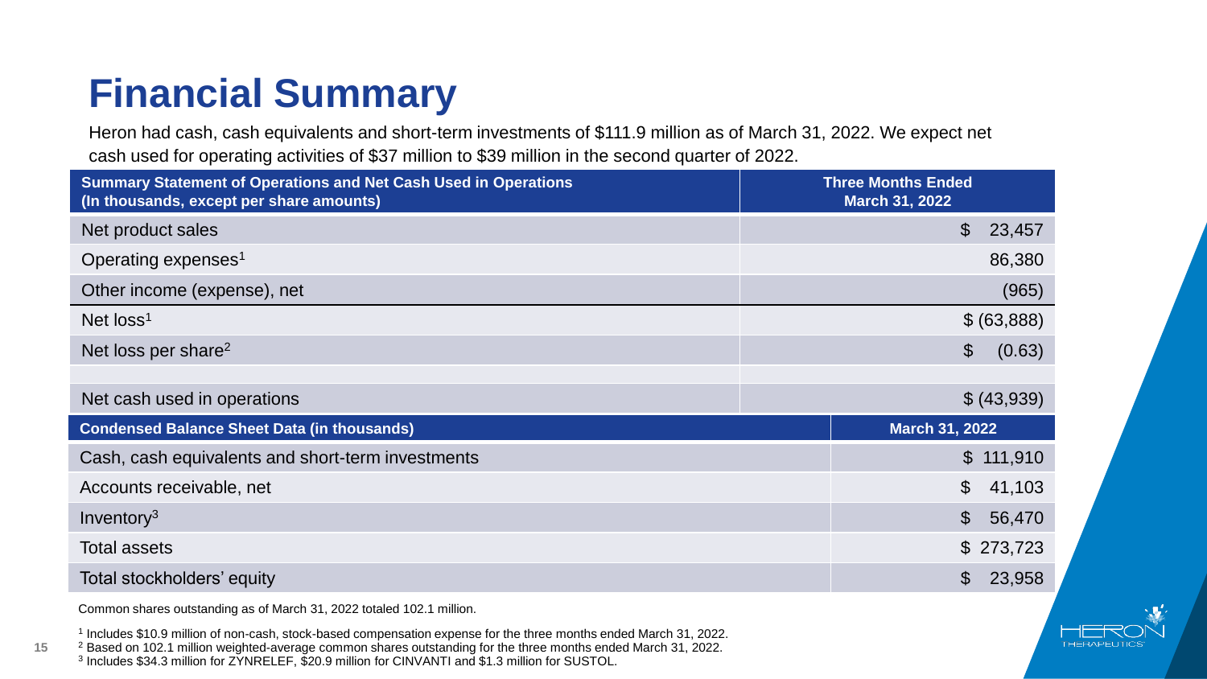# Financial Summary

Heron had cash, cash equivalents and short-term investments of $111.9 million as of March 31, 2022. We expect net cash used for operating activities of $37 million to $39 million in the second quarter of 2022.

| Summary Statement of Operations and Net Cash Used in Operations (In thousands, except per share amounts) | Three Months Ended March 31, 2022 |
|---|---|
| Net product sales | $ 23,457 |
| Operating expenses[1] | 86,380 |
| Other income (expense), net | (965) |
| Net loss[1] | $ (63,888) |
| Net loss per share[2] | $ (0.63) |
| | |
| Net cash used in operations | $ (43,939) |

| Condensed Balance Sheet Data (in thousands) | March 31, 2022 |
|---|---|
| Cash, cash equivalents and short-term investments | $ 111,910 |
| Accounts receivable, net | $ 41,103 |
| Inventory[3] | $ 56,470 |
| Total assets | $ 273,723 |
| Total stockholders' equity | $ 23,958 |

Common shares outstanding as of March 31, 2022 totaled 102.1 million.

[1] Includes $10.9 million of non-cash, stock-based compensation expense for the three months ended March 31, 2022.

[2] Based on 102.1 million weighted-average common shares outstanding for the three months ended March 31, 2022.

[3] Includes $34.3 million for ZYNRELEF, $20.9 million for CINVANTI and $1.3 million for SUSTOL.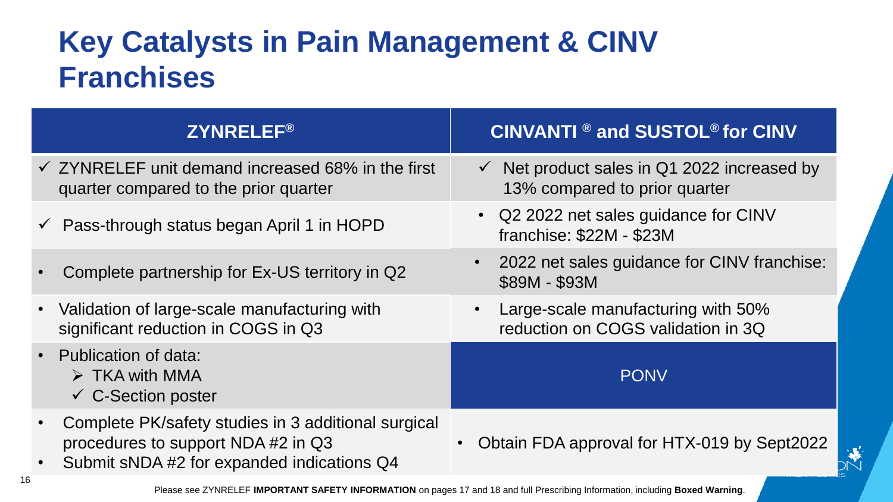# Key Catalysts in Pain Management & CINV Franchises

| ZYNRELEF® | CINVANTI ® and SUSTOL® for CINV |
|---|---|
| ✓ ZYNRELEF unit demand increased 68% in the first quarter compared to the prior quarter | ✓ Net product sales in Q1 2022 increased by 13% compared to prior quarter |
| ✓ Pass-through status began April 1 in HOPD | • Q2 2022 net sales guidance for CINV franchise: \$22M - \$23M |
| • Complete partnership for Ex-US territory in Q2 | • 2022 net sales guidance for CINV franchise: \$89M - \$93M |
| • Validation of large-scale manufacturing with significant reduction in COGS in Q3 | • Large-scale manufacturing with 50% reduction on COGS validation in 3Q |
| • Publication of data: ➢ TKA with MMA ✓ C-Section poster | **PONV** |
| • Complete PK/safety studies in 3 additional surgical procedures to support NDA #2 in Q3 • Submit sNDA #2 for expanded indications Q4 | • Obtain FDA approval for HTX-019 by Sept2022 |

Please see ZYNRELEF **IMPORTANT SAFETY INFORMATION** on pages 17 and 18 and full Prescribing Information, including **Boxed Warning**.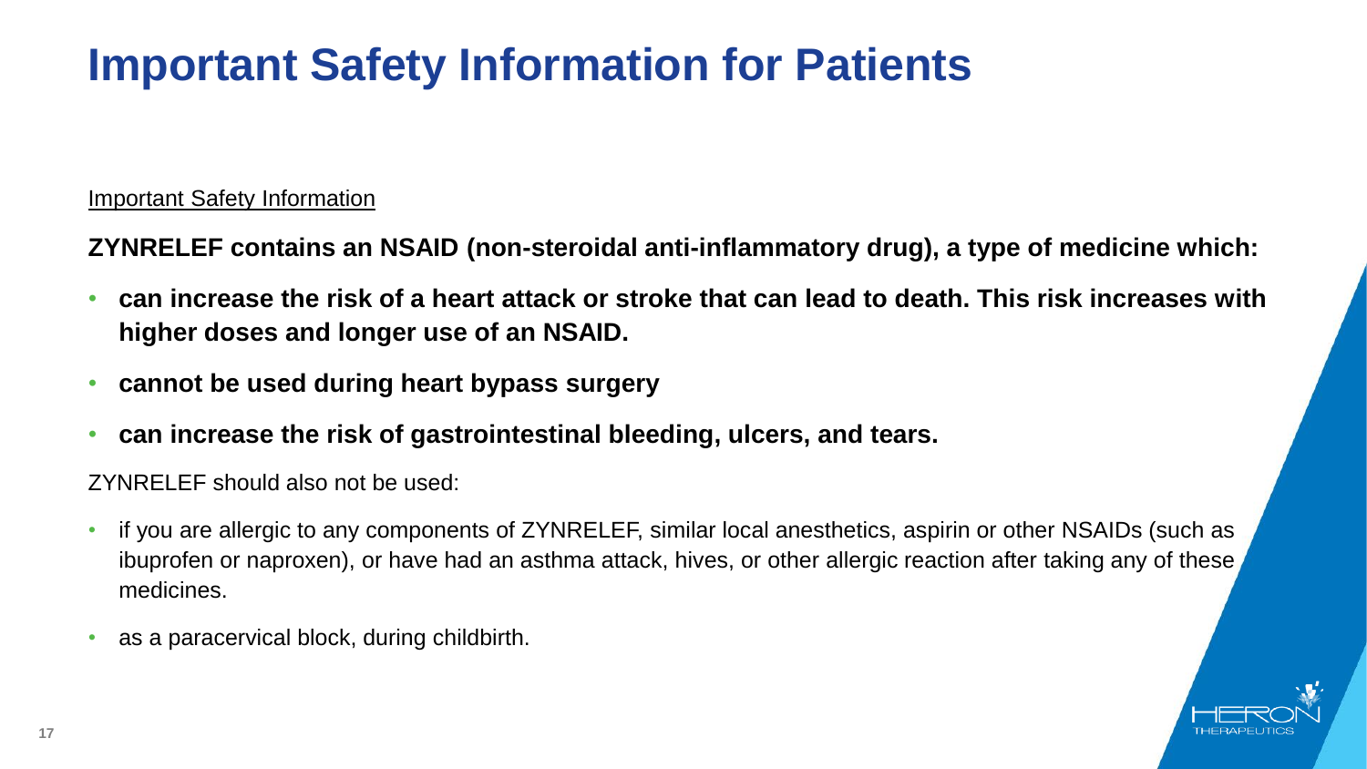# Important Safety Information for Patients

Important Safety Information

**ZYNRELEF contains an NSAID (non-steroidal anti-inflammatory drug), a type of medicine which:**

- **can increase the risk of a heart attack or stroke that can lead to death. This risk increases with higher doses and longer use of an NSAID.**
- **cannot be used during heart bypass surgery**
- **can increase the risk of gastrointestinal bleeding, ulcers, and tears.**

ZYNRELEF should also not be used:

- if you are allergic to any components of ZYNRELEF, similar local anesthetics, aspirin or other NSAIDs (such as ibuprofen or naproxen), or have had an asthma attack, hives, or other allergic reaction after taking any of these medicines.
- as a paracervical block, during childbirth.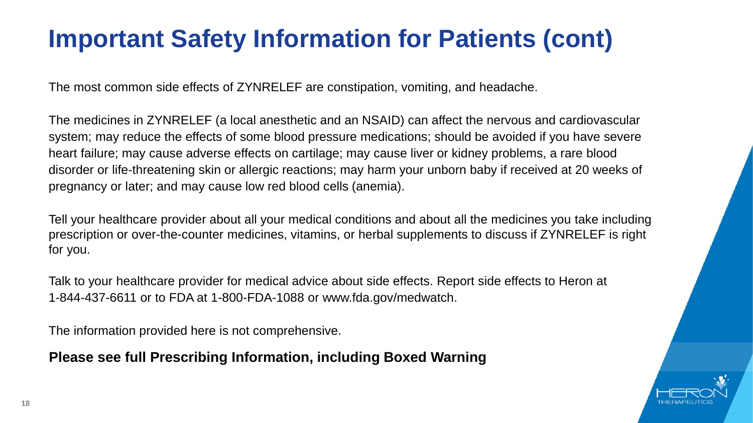# Important Safety Information for Patients (cont)

The most common side effects of ZYNRELEF are constipation, vomiting, and headache.

The medicines in ZYNRELEF (a local anesthetic and an NSAID) can affect the nervous and cardiovascular system; may reduce the effects of some blood pressure medications; should be avoided if you have severe heart failure; may cause adverse effects on cartilage; may cause liver or kidney problems, a rare blood disorder or life-threatening skin or allergic reactions; may harm your unborn baby if received at 20 weeks of pregnancy or later; and may cause low red blood cells (anemia).

Tell your healthcare provider about all your medical conditions and about all the medicines you take including prescription or over-the-counter medicines, vitamins, or herbal supplements to discuss if ZYNRELEF is right for you.

Talk to your healthcare provider for medical advice about side effects. Report side effects to Heron at 1-844-437-6611 or to FDA at 1-800-FDA-1088 or www.fda.gov/medwatch.

The information provided here is not comprehensive.

**Please see full Prescribing Information, including Boxed Warning**